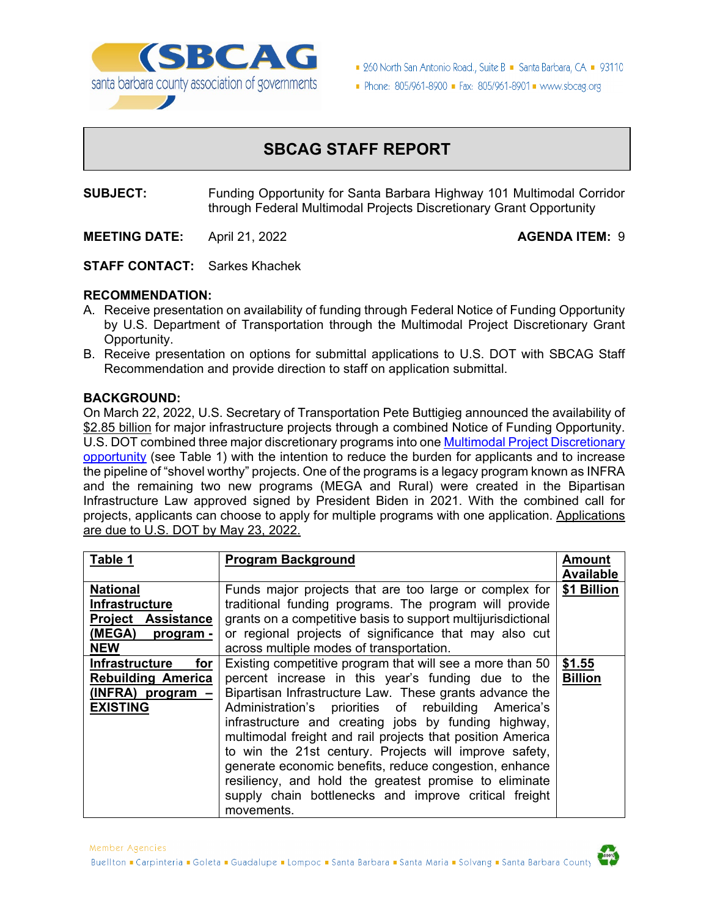**SBCAG** santa barbara county association of governments

260 North San Antonio Road, Suite B ▪ Santa Barbara, CA ▪ 93110
Phone: 805/961-8900 ▪ Fax: 805/961-8901 ▪ www.sbcag.org

# SBCAG STAFF REPORT

**SUBJECT:** Funding Opportunity for Santa Barbara Highway 101 Multimodal Corridor through Federal Multimodal Projects Discretionary Grant Opportunity

**MEETING DATE:** April 21, 2022 **AGENDA ITEM:** 9

**STAFF CONTACT:** Sarkes Khachek

**RECOMMENDATION:**

A. Receive presentation on availability of funding through Federal Notice of Funding Opportunity by U.S. Department of Transportation through the Multimodal Project Discretionary Grant Opportunity.

B. Receive presentation on options for submittal applications to U.S. DOT with SBCAG Staff Recommendation and provide direction to staff on application submittal.

**BACKGROUND:**

On March 22, 2022, U.S. Secretary of Transportation Pete Buttigieg announced the availability of $2.85 billion for major infrastructure projects through a combined Notice of Funding Opportunity. U.S. DOT combined three major discretionary programs into one Multimodal Project Discretionary opportunity (see Table 1) with the intention to reduce the burden for applicants and to increase the pipeline of "shovel worthy" projects. One of the programs is a legacy program known as INFRA and the remaining two new programs (MEGA and Rural) were created in the Bipartisan Infrastructure Law approved signed by President Biden in 2021. With the combined call for projects, applicants can choose to apply for multiple programs with one application. Applications are due to U.S. DOT by May 23, 2022.

| Table 1 | Program Background | Amount Available |
|---|---|---|
| **National Infrastructure Project Assistance (MEGA) program - NEW** | Funds major projects that are too large or complex for traditional funding programs. The program will provide grants on a competitive basis to support multijurisdictional or regional projects of significance that may also cut across multiple modes of transportation. | **$1 Billion** |
| **Infrastructure for Rebuilding America (INFRA) program – EXISTING** | Existing competitive program that will see a more than 50 percent increase in this year's funding due to the Bipartisan Infrastructure Law. These grants advance the Administration's priorities of rebuilding America's infrastructure and creating jobs by funding highway, multimodal freight and rail projects that position America to win the 21st century. Projects will improve safety, generate economic benefits, reduce congestion, enhance resiliency, and hold the greatest promise to eliminate supply chain bottlenecks and improve critical freight movements. | **$1.55 Billion** |

Member Agencies
Buellton ▪ Carpinteria ▪ Goleta ▪ Guadalupe ▪ Lompoc ▪ Santa Barbara ▪ Santa Maria ▪ Solvang ▪ Santa Barbara County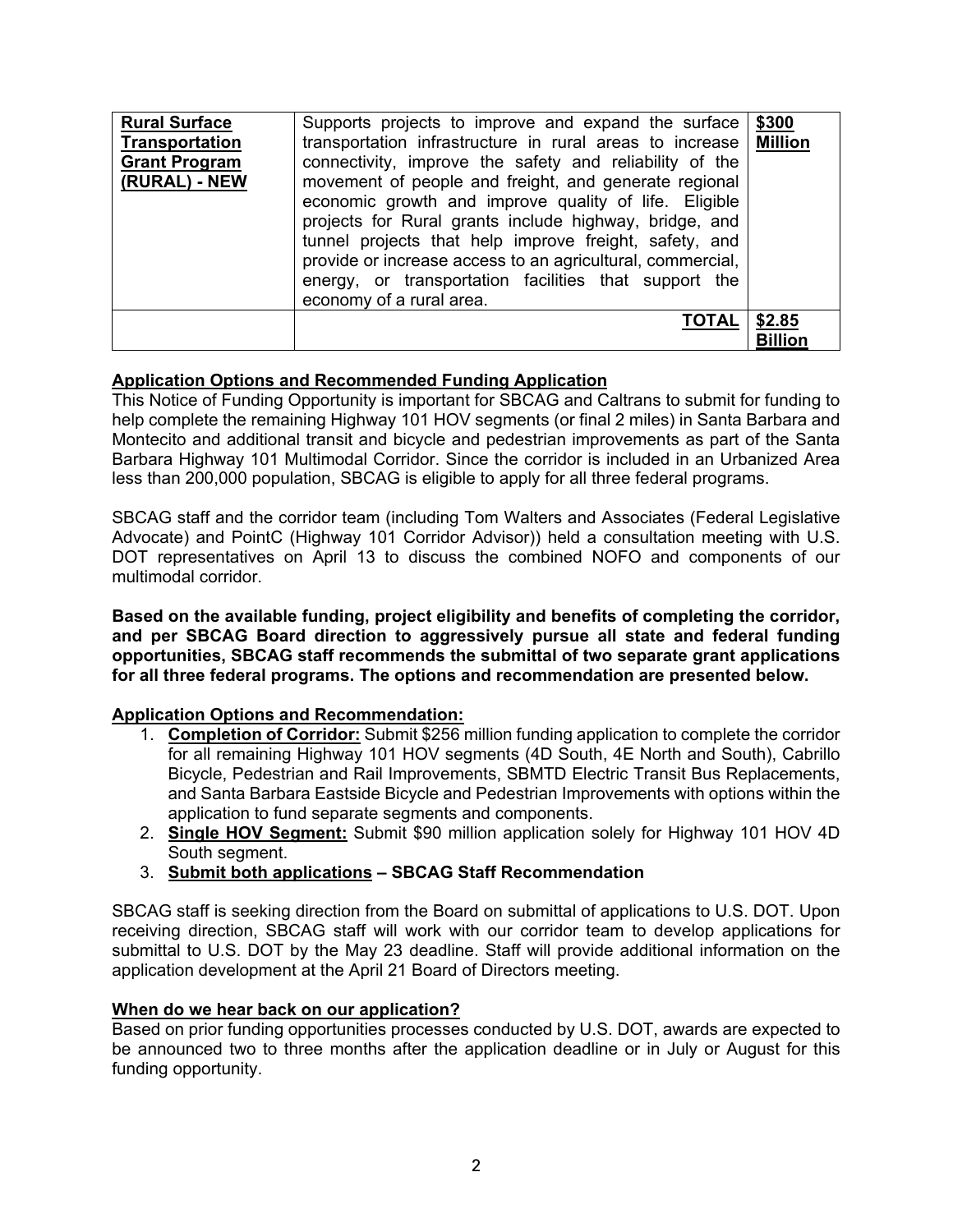| | | |
|---|---|---|
| **Rural Surface Transportation Grant Program (RURAL) - NEW** | Supports projects to improve and expand the surface transportation infrastructure in rural areas to increase connectivity, improve the safety and reliability of the movement of people and freight, and generate regional economic growth and improve quality of life. Eligible projects for Rural grants include highway, bridge, and tunnel projects that help improve freight, safety, and provide or increase access to an agricultural, commercial, energy, or transportation facilities that support the economy of a rural area. | **$300 Million** |
| | **TOTAL** | **$2.85 Billion** |

**Application Options and Recommended Funding Application**

This Notice of Funding Opportunity is important for SBCAG and Caltrans to submit for funding to help complete the remaining Highway 101 HOV segments (or final 2 miles) in Santa Barbara and Montecito and additional transit and bicycle and pedestrian improvements as part of the Santa Barbara Highway 101 Multimodal Corridor. Since the corridor is included in an Urbanized Area less than 200,000 population, SBCAG is eligible to apply for all three federal programs.

SBCAG staff and the corridor team (including Tom Walters and Associates (Federal Legislative Advocate) and PointC (Highway 101 Corridor Advisor)) held a consultation meeting with U.S. DOT representatives on April 13 to discuss the combined NOFO and components of our multimodal corridor.

**Based on the available funding, project eligibility and benefits of completing the corridor, and per SBCAG Board direction to aggressively pursue all state and federal funding opportunities, SBCAG staff recommends the submittal of two separate grant applications for all three federal programs. The options and recommendation are presented below.**

**Application Options and Recommendation:**

1. **Completion of Corridor:** Submit $256 million funding application to complete the corridor for all remaining Highway 101 HOV segments (4D South, 4E North and South), Cabrillo Bicycle, Pedestrian and Rail Improvements, SBMTD Electric Transit Bus Replacements, and Santa Barbara Eastside Bicycle and Pedestrian Improvements with options within the application to fund separate segments and components.
2. **Single HOV Segment:** Submit $90 million application solely for Highway 101 HOV 4D South segment.
3. **Submit both applications – SBCAG Staff Recommendation**

SBCAG staff is seeking direction from the Board on submittal of applications to U.S. DOT. Upon receiving direction, SBCAG staff will work with our corridor team to develop applications for submittal to U.S. DOT by the May 23 deadline. Staff will provide additional information on the application development at the April 21 Board of Directors meeting.

**When do we hear back on our application?**

Based on prior funding opportunities processes conducted by U.S. DOT, awards are expected to be announced two to three months after the application deadline or in July or August for this funding opportunity.